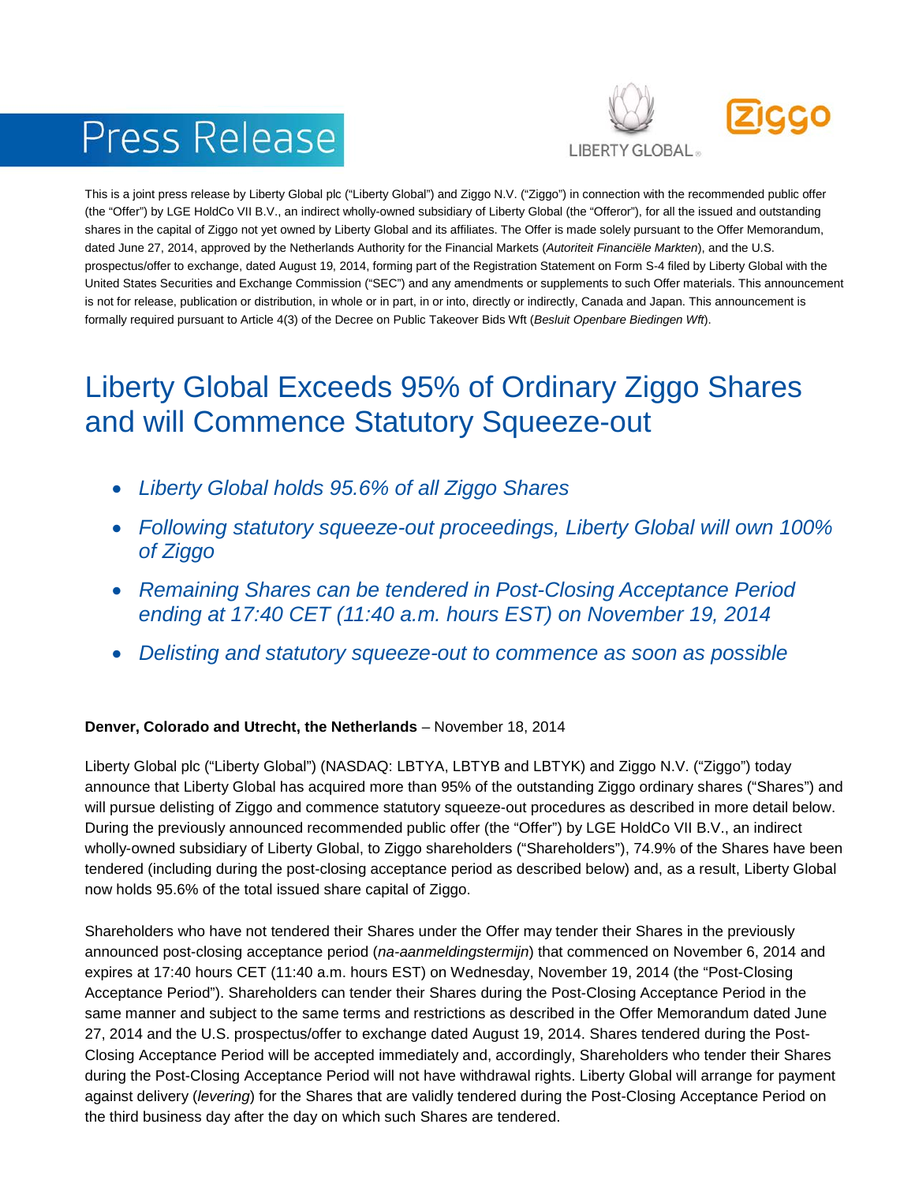# Press Release

LIBERTY GLOBAL

Ziggo

This is a joint press release by Liberty Global plc ("Liberty Global") and Ziggo N.V. ("Ziggo") in connection with the recommended public offer (the "Offer") by LGE HoldCo VII B.V., an indirect wholly-owned subsidiary of Liberty Global (the "Offeror"), for all the issued and outstanding shares in the capital of Ziggo not yet owned by Liberty Global and its affiliates. The Offer is made solely pursuant to the Offer Memorandum, dated June 27, 2014, approved by the Netherlands Authority for the Financial Markets (*Autoriteit Financiële Markten*), and the U.S. prospectus/offer to exchange, dated August 19, 2014, forming part of the Registration Statement on Form S-4 filed by Liberty Global with the United States Securities and Exchange Commission ("SEC") and any amendments or supplements to such Offer materials. This announcement is not for release, publication or distribution, in whole or in part, in or into, directly or indirectly, Canada and Japan. This announcement is formally required pursuant to Article 4(3) of the Decree on Public Takeover Bids Wft (*Besluit Openbare Biedingen Wft*).

## Liberty Global Exceeds 95% of Ordinary Ziggo Shares and will Commence Statutory Squeeze-out

- *Liberty Global holds 95.6% of all Ziggo Shares*
- *Following statutory squeeze-out proceedings, Liberty Global will own 100% of Ziggo*
- *Remaining Shares can be tendered in Post-Closing Acceptance Period ending at 17:40 CET (11:40 a.m. hours EST) on November 19, 2014*
- *Delisting and statutory squeeze-out to commence as soon as possible*

**Denver, Colorado and Utrecht, the Netherlands** – November 18, 2014

Liberty Global plc ("Liberty Global") (NASDAQ: LBTYA, LBTYB and LBTYK) and Ziggo N.V. ("Ziggo") today announce that Liberty Global has acquired more than 95% of the outstanding Ziggo ordinary shares ("Shares") and will pursue delisting of Ziggo and commence statutory squeeze-out procedures as described in more detail below. During the previously announced recommended public offer (the "Offer") by LGE HoldCo VII B.V., an indirect wholly-owned subsidiary of Liberty Global, to Ziggo shareholders ("Shareholders"), 74.9% of the Shares have been tendered (including during the post-closing acceptance period as described below) and, as a result, Liberty Global now holds 95.6% of the total issued share capital of Ziggo.

Shareholders who have not tendered their Shares under the Offer may tender their Shares in the previously announced post-closing acceptance period (*na-aanmeldingstermijn*) that commenced on November 6, 2014 and expires at 17:40 hours CET (11:40 a.m. hours EST) on Wednesday, November 19, 2014 (the "Post-Closing Acceptance Period"). Shareholders can tender their Shares during the Post-Closing Acceptance Period in the same manner and subject to the same terms and restrictions as described in the Offer Memorandum dated June 27, 2014 and the U.S. prospectus/offer to exchange dated August 19, 2014. Shares tendered during the Post-Closing Acceptance Period will be accepted immediately and, accordingly, Shareholders who tender their Shares during the Post-Closing Acceptance Period will not have withdrawal rights. Liberty Global will arrange for payment against delivery (*levering*) for the Shares that are validly tendered during the Post-Closing Acceptance Period on the third business day after the day on which such Shares are tendered.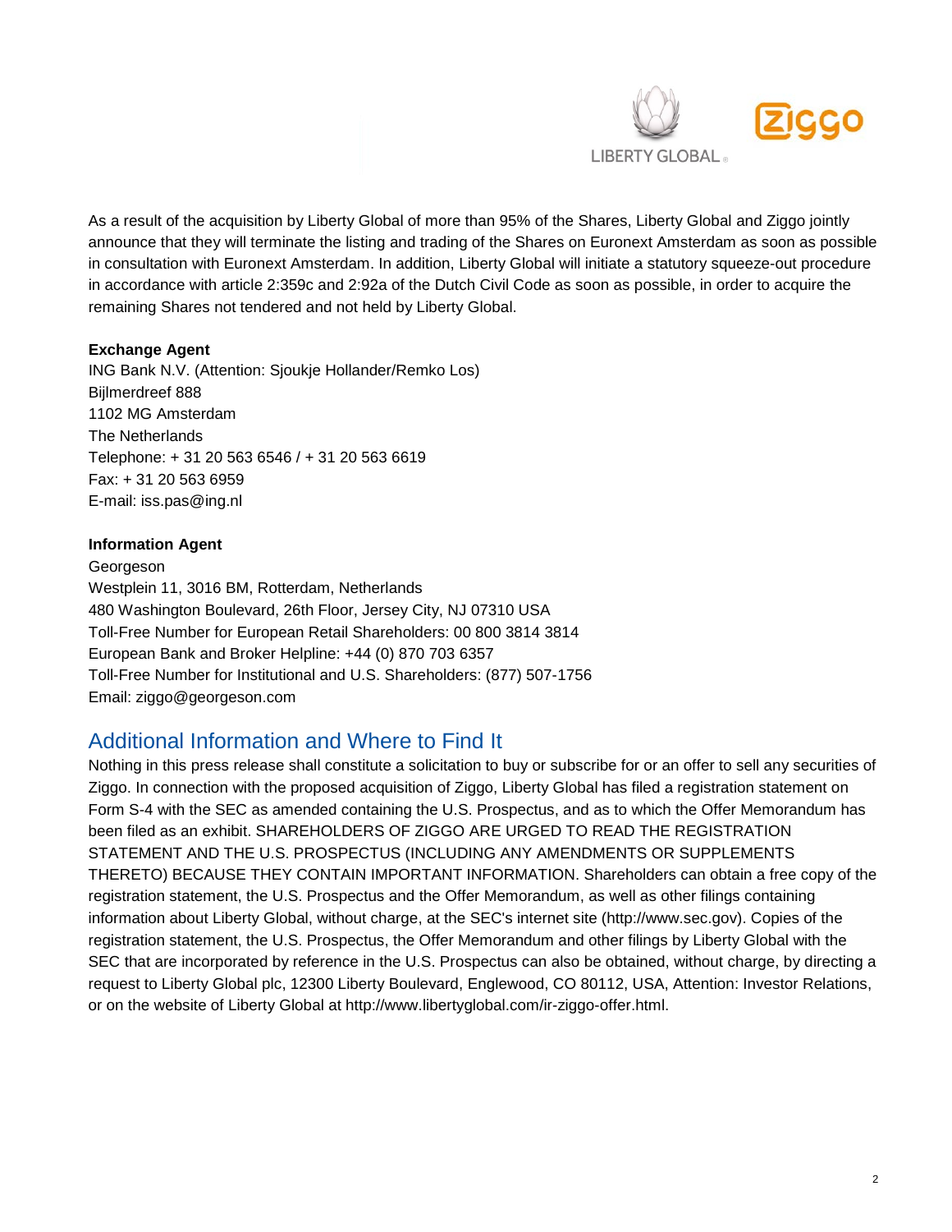As a result of the acquisition by Liberty Global of more than 95% of the Shares, Liberty Global and Ziggo jointly announce that they will terminate the listing and trading of the Shares on Euronext Amsterdam as soon as possible in consultation with Euronext Amsterdam. In addition, Liberty Global will initiate a statutory squeeze-out procedure in accordance with article 2:359c and 2:92a of the Dutch Civil Code as soon as possible, in order to acquire the remaining Shares not tendered and not held by Liberty Global.

**Exchange Agent**
ING Bank N.V. (Attention: Sjoukje Hollander/Remko Los)
Bijlmerdreef 888
1102 MG Amsterdam
The Netherlands
Telephone: + 31 20 563 6546 / + 31 20 563 6619
Fax: + 31 20 563 6959
E-mail: iss.pas@ing.nl

**Information Agent**
Georgeson
Westplein 11, 3016 BM, Rotterdam, Netherlands
480 Washington Boulevard, 26th Floor, Jersey City, NJ 07310 USA
Toll-Free Number for European Retail Shareholders: 00 800 3814 3814
European Bank and Broker Helpline: +44 (0) 870 703 6357
Toll-Free Number for Institutional and U.S. Shareholders: (877) 507-1756
Email: ziggo@georgeson.com

## Additional Information and Where to Find It

Nothing in this press release shall constitute a solicitation to buy or subscribe for or an offer to sell any securities of Ziggo. In connection with the proposed acquisition of Ziggo, Liberty Global has filed a registration statement on Form S-4 with the SEC as amended containing the U.S. Prospectus, and as to which the Offer Memorandum has been filed as an exhibit. SHAREHOLDERS OF ZIGGO ARE URGED TO READ THE REGISTRATION STATEMENT AND THE U.S. PROSPECTUS (INCLUDING ANY AMENDMENTS OR SUPPLEMENTS THERETO) BECAUSE THEY CONTAIN IMPORTANT INFORMATION. Shareholders can obtain a free copy of the registration statement, the U.S. Prospectus and the Offer Memorandum, as well as other filings containing information about Liberty Global, without charge, at the SEC's internet site (http://www.sec.gov). Copies of the registration statement, the U.S. Prospectus, the Offer Memorandum and other filings by Liberty Global with the SEC that are incorporated by reference in the U.S. Prospectus can also be obtained, without charge, by directing a request to Liberty Global plc, 12300 Liberty Boulevard, Englewood, CO 80112, USA, Attention: Investor Relations, or on the website of Liberty Global at http://www.libertyglobal.com/ir-ziggo-offer.html.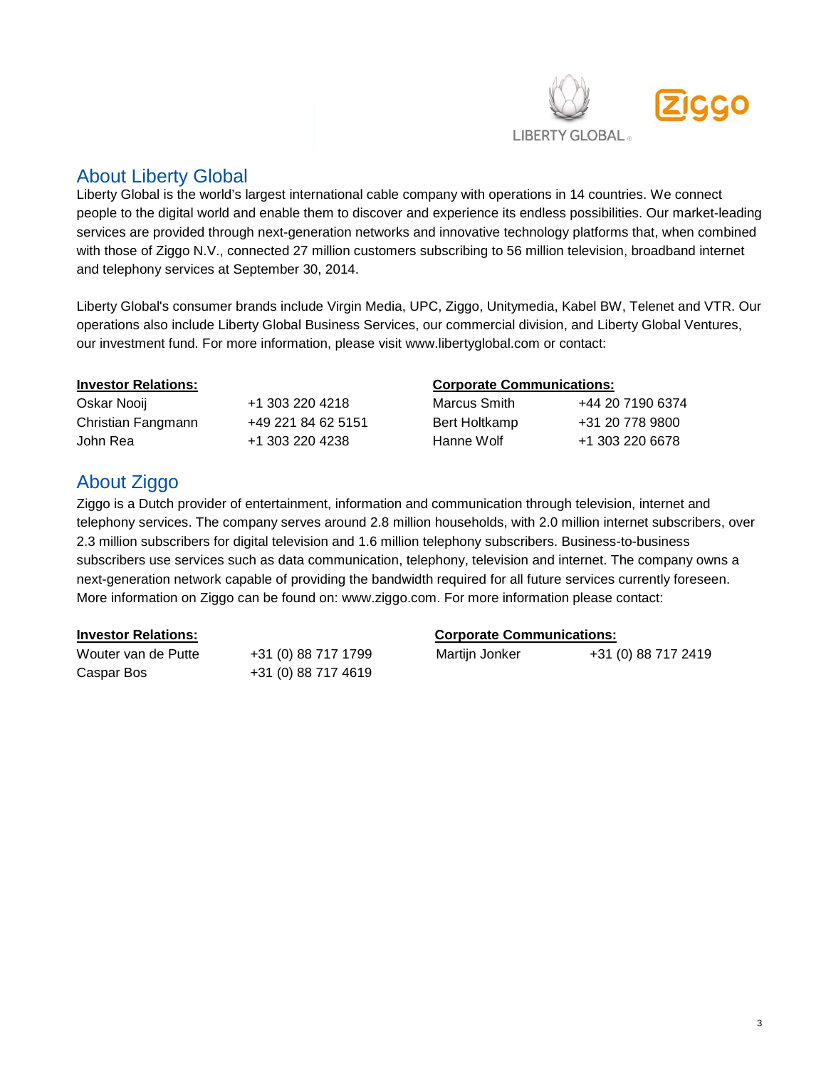## About Liberty Global

Liberty Global is the world's largest international cable company with operations in 14 countries. We connect people to the digital world and enable them to discover and experience its endless possibilities. Our market-leading services are provided through next-generation networks and innovative technology platforms that, when combined with those of Ziggo N.V., connected 27 million customers subscribing to 56 million television, broadband internet and telephony services at September 30, 2014.

Liberty Global's consumer brands include Virgin Media, UPC, Ziggo, Unitymedia, Kabel BW, Telenet and VTR. Our operations also include Liberty Global Business Services, our commercial division, and Liberty Global Ventures, our investment fund. For more information, please visit www.libertyglobal.com or contact:

| **Investor Relations:** | | **Corporate Communications:** | |
|---|---|---|---|
| Oskar Nooij | +1 303 220 4218 | Marcus Smith | +44 20 7190 6374 |
| Christian Fangmann | +49 221 84 62 5151 | Bert Holtkamp | +31 20 778 9800 |
| John Rea | +1 303 220 4238 | Hanne Wolf | +1 303 220 6678 |

## About Ziggo

Ziggo is a Dutch provider of entertainment, information and communication through television, internet and telephony services. The company serves around 2.8 million households, with 2.0 million internet subscribers, over 2.3 million subscribers for digital television and 1.6 million telephony subscribers. Business-to-business subscribers use services such as data communication, telephony, television and internet. The company owns a next-generation network capable of providing the bandwidth required for all future services currently foreseen. More information on Ziggo can be found on: www.ziggo.com. For more information please contact:

| **Investor Relations:** | | **Corporate Communications:** | |
|---|---|---|---|
| Wouter van de Putte | +31 (0) 88 717 1799 | Martijn Jonker | +31 (0) 88 717 2419 |
| Caspar Bos | +31 (0) 88 717 4619 | | |